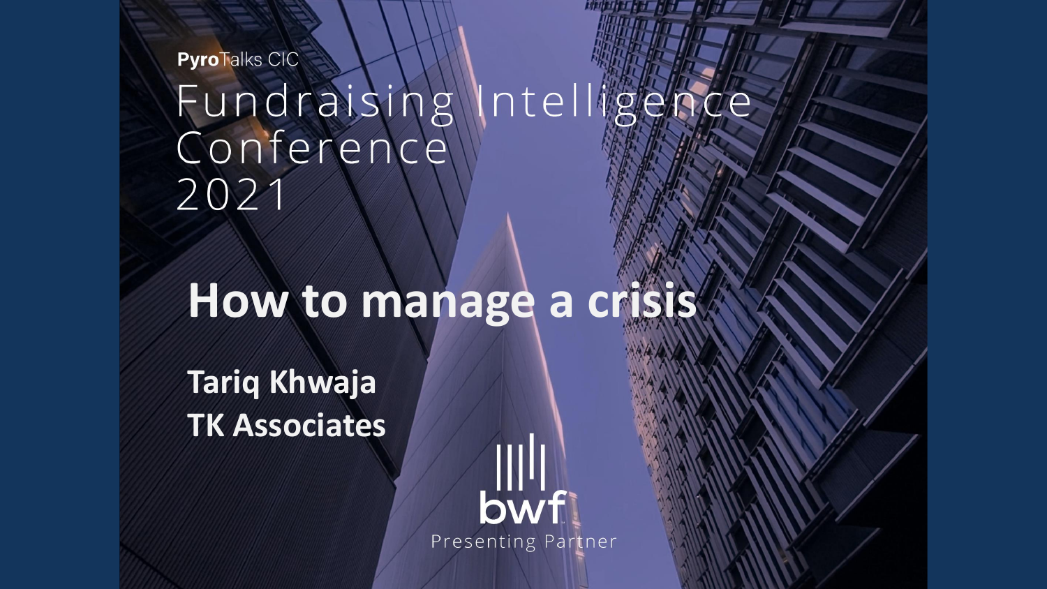**PyroTalks CIC**

# Fundraising Intelligence Conference 2021

## How to manage a crisis

**Tariq Khwaja**
**TK Associates**

bwf
Presenting Partner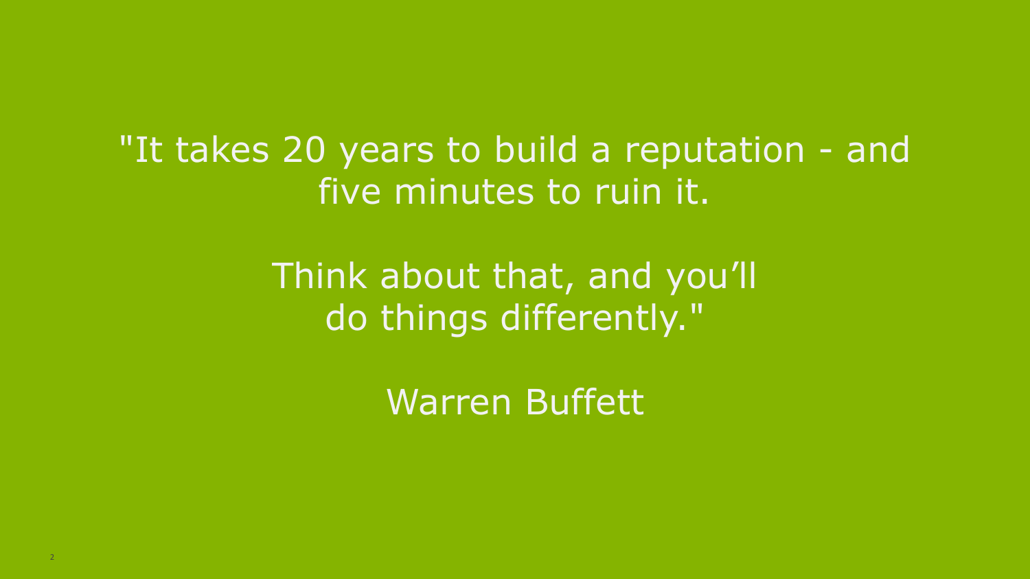"It takes 20 years to build a reputation - and five minutes to ruin it.

Think about that, and you'll do things differently."

Warren Buffett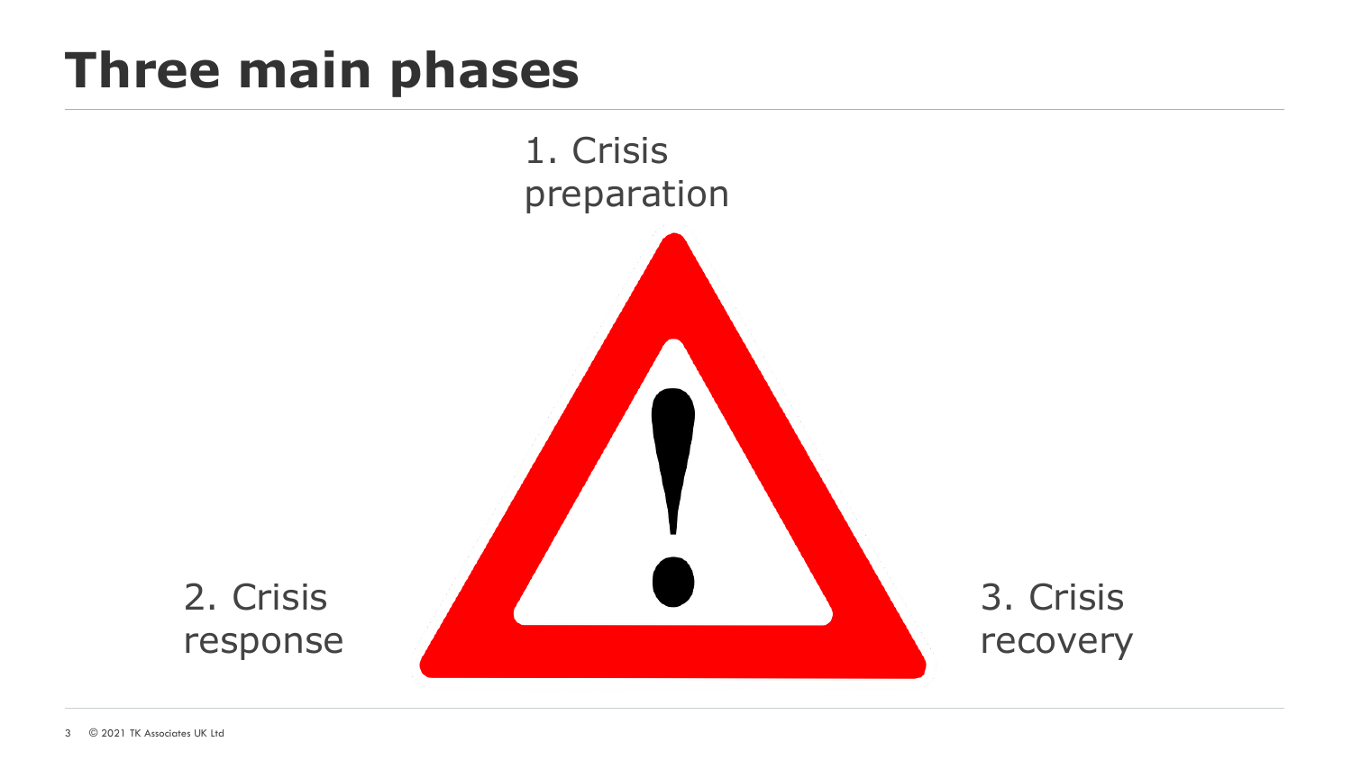# Three main phases

1. Crisis preparation

2. Crisis response

3. Crisis recovery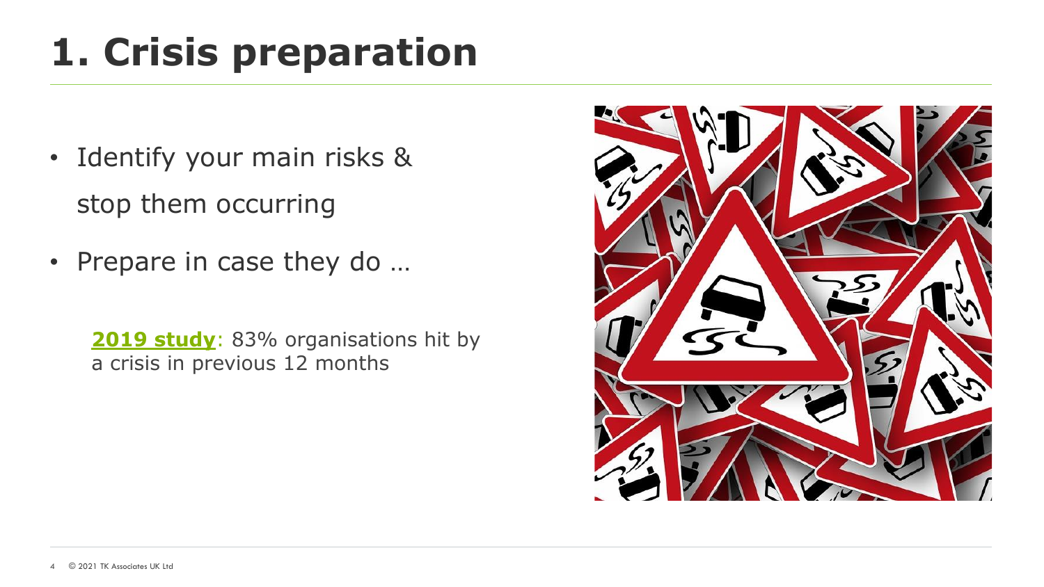# 1. Crisis preparation

- Identify your main risks & stop them occurring
- Prepare in case they do …

**2019 study**: 83% organisations hit by a crisis in previous 12 months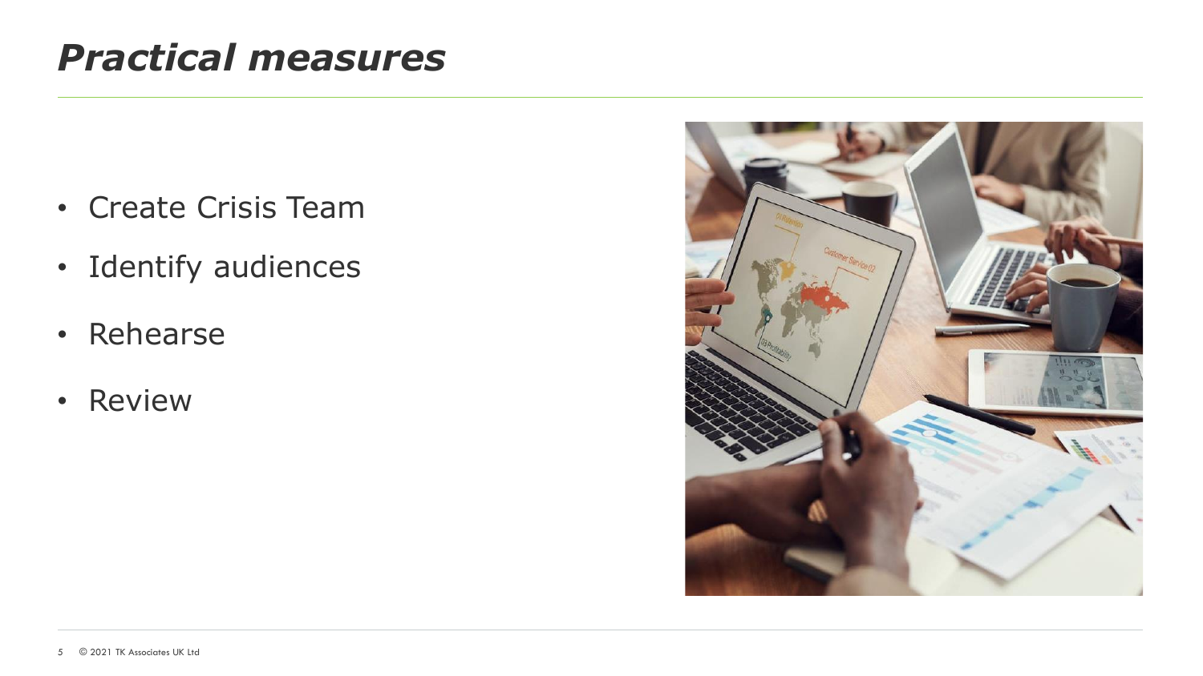# *Practical measures*

- Create Crisis Team
- Identify audiences
- Rehearse
- Review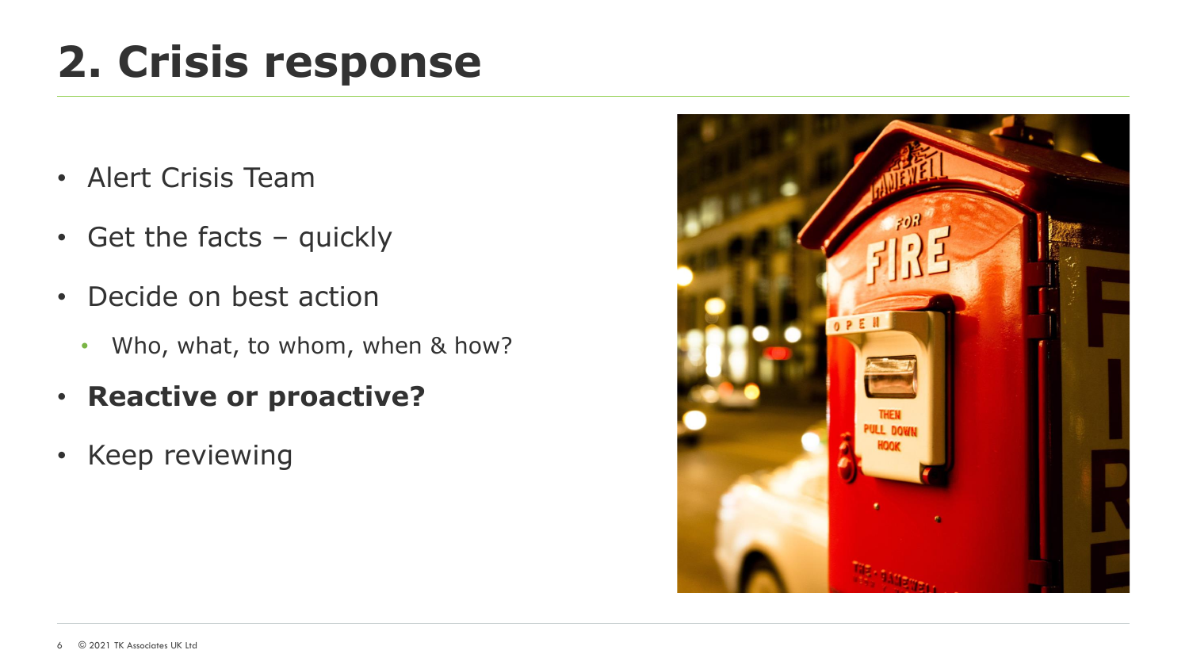# 2. Crisis response

- Alert Crisis Team
- Get the facts – quickly
- Decide on best action
  - Who, what, to whom, when & how?
- **Reactive or proactive?**
- Keep reviewing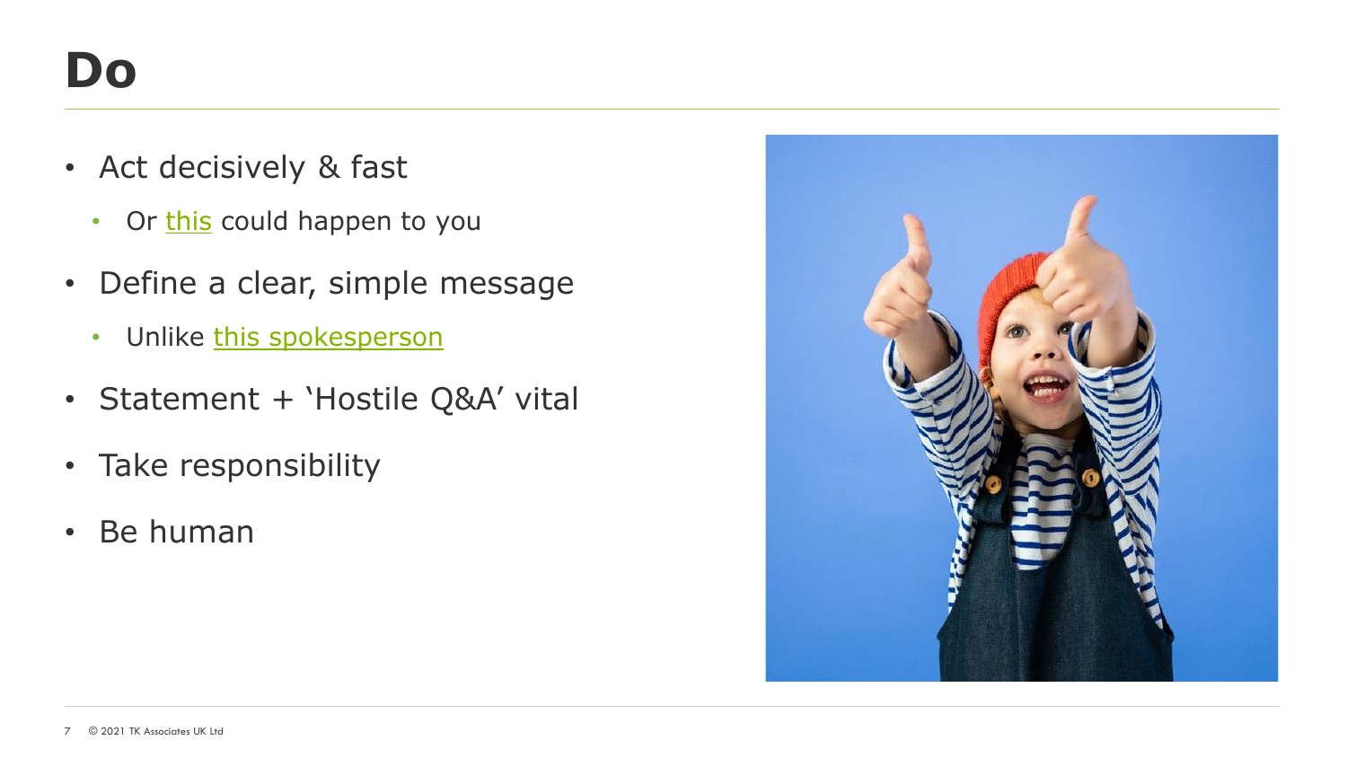# Do

- Act decisively & fast
  - Or this could happen to you
- Define a clear, simple message
  - Unlike this spokesperson
- Statement + 'Hostile Q&A' vital
- Take responsibility
- Be human

© 2021 TK Associates UK Ltd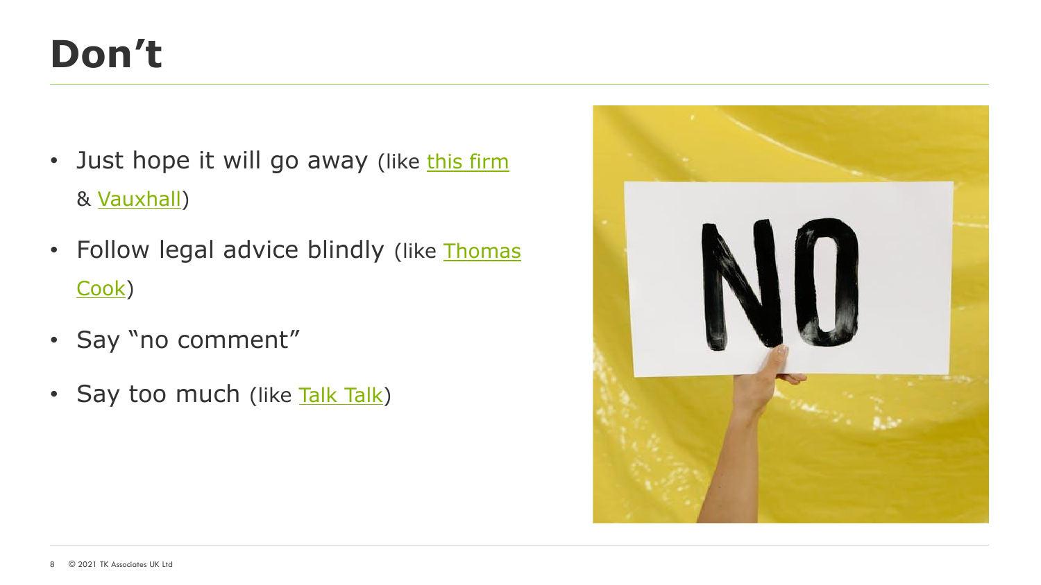# Don't

- Just hope it will go away (like this firm & Vauxhall)
- Follow legal advice blindly (like Thomas Cook)
- Say "no comment"
- Say too much (like Talk Talk)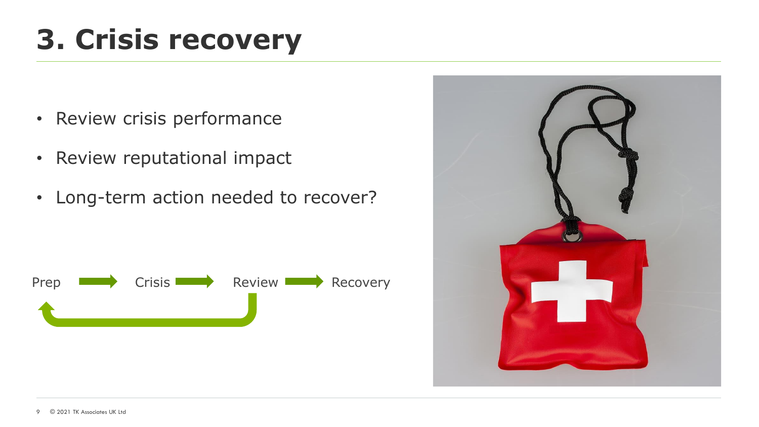# 3. Crisis recovery

- Review crisis performance
- Review reputational impact
- Long-term action needed to recover?

Prep → Crisis → Review → Recovery

(Review → Prep)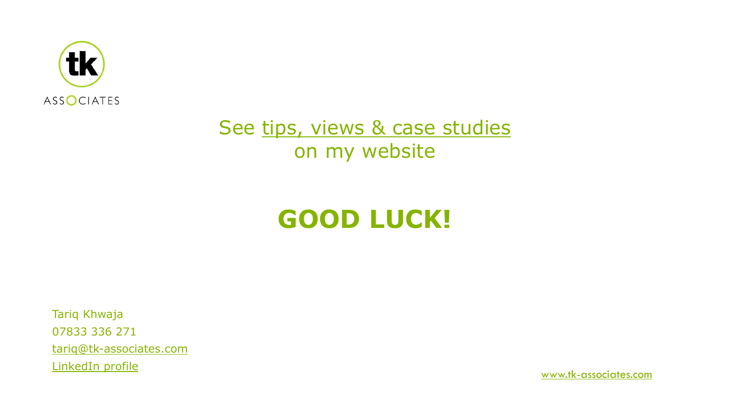tk

ASSOCIATES

See tips, views & case studies
on my website

# GOOD LUCK!

Tariq Khwaja
07833 336 271
tariq@tk-associates.com
LinkedIn profile

www.tk-associates.com